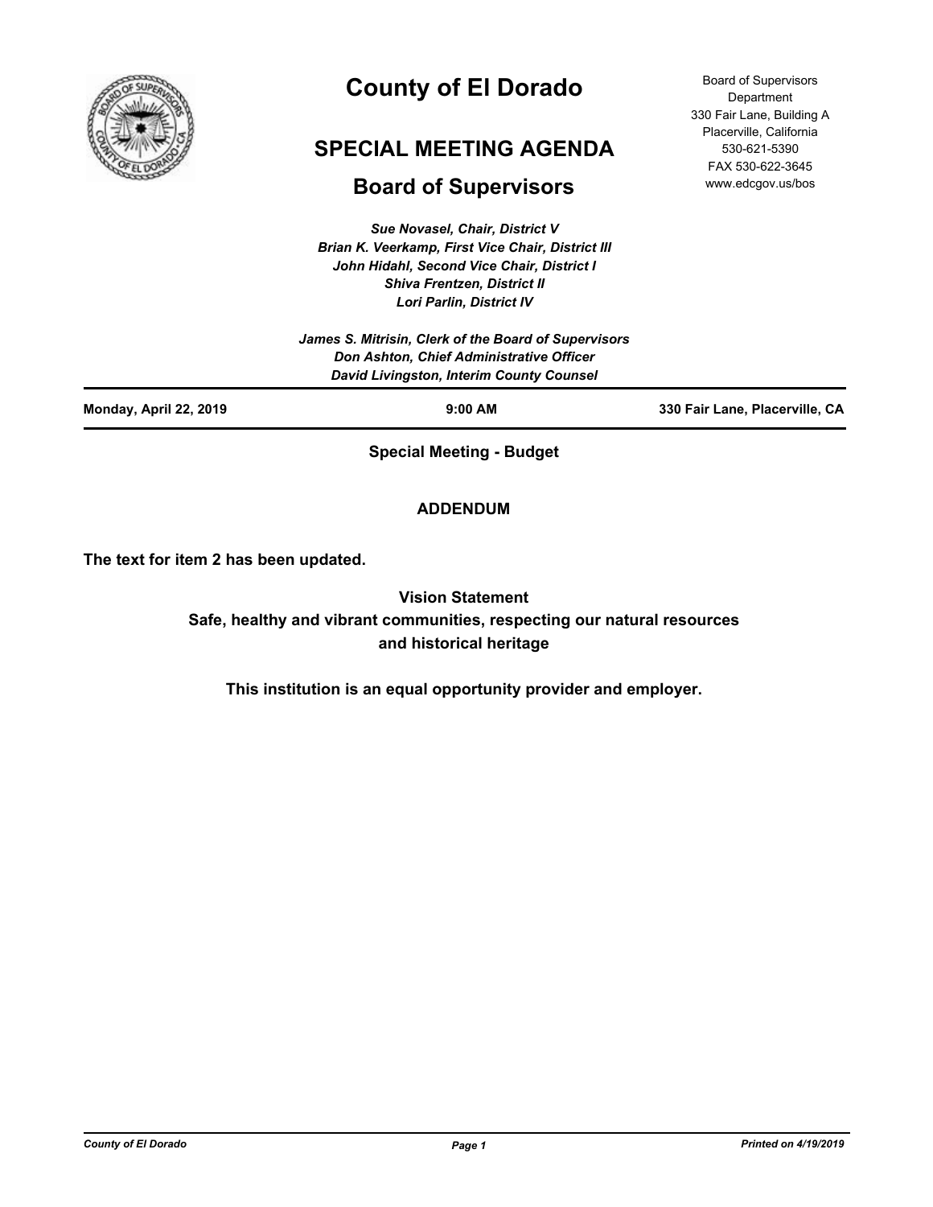# County of El Dorado

## SPECIAL MEETING AGENDA

## Board of Supervisors

Board of Supervisors Department
330 Fair Lane, Building A
Placerville, California
530-621-5390
FAX 530-622-3645
www.edcgov.us/bos

*Sue Novasel, Chair, District V*
*Brian K. Veerkamp, First Vice Chair, District III*
*John Hidahl, Second Vice Chair, District I*
*Shiva Frentzen, District II*
*Lori Parlin, District IV*

*James S. Mitrisin, Clerk of the Board of Supervisors*
*Don Ashton, Chief Administrative Officer*
*David Livingston, Interim County Counsel*

**Monday, April 22, 2019** | **9:00 AM** | **330 Fair Lane, Placerville, CA**

**Special Meeting - Budget**

**ADDENDUM**

**The text for item 2 has been updated.**

**Vision Statement**
**Safe, healthy and vibrant communities, respecting our natural resources and historical heritage**

**This institution is an equal opportunity provider and employer.**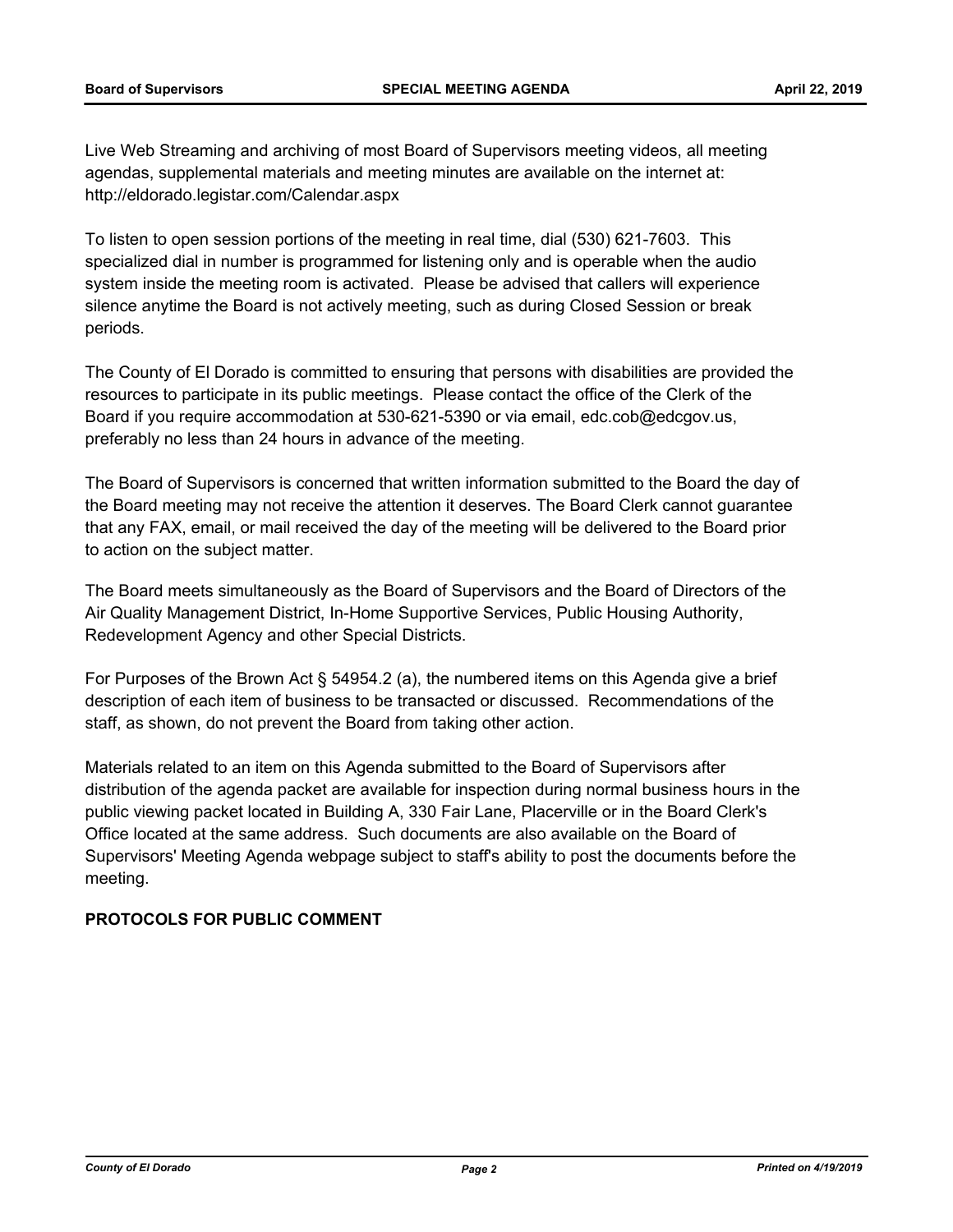Live Web Streaming and archiving of most Board of Supervisors meeting videos, all meeting agendas, supplemental materials and meeting minutes are available on the internet at: http://eldorado.legistar.com/Calendar.aspx

To listen to open session portions of the meeting in real time, dial (530) 621-7603. This specialized dial in number is programmed for listening only and is operable when the audio system inside the meeting room is activated. Please be advised that callers will experience silence anytime the Board is not actively meeting, such as during Closed Session or break periods.

The County of El Dorado is committed to ensuring that persons with disabilities are provided the resources to participate in its public meetings. Please contact the office of the Clerk of the Board if you require accommodation at 530-621-5390 or via email, edc.cob@edcgov.us, preferably no less than 24 hours in advance of the meeting.

The Board of Supervisors is concerned that written information submitted to the Board the day of the Board meeting may not receive the attention it deserves. The Board Clerk cannot guarantee that any FAX, email, or mail received the day of the meeting will be delivered to the Board prior to action on the subject matter.

The Board meets simultaneously as the Board of Supervisors and the Board of Directors of the Air Quality Management District, In-Home Supportive Services, Public Housing Authority, Redevelopment Agency and other Special Districts.

For Purposes of the Brown Act § 54954.2 (a), the numbered items on this Agenda give a brief description of each item of business to be transacted or discussed. Recommendations of the staff, as shown, do not prevent the Board from taking other action.

Materials related to an item on this Agenda submitted to the Board of Supervisors after distribution of the agenda packet are available for inspection during normal business hours in the public viewing packet located in Building A, 330 Fair Lane, Placerville or in the Board Clerk's Office located at the same address. Such documents are also available on the Board of Supervisors' Meeting Agenda webpage subject to staff's ability to post the documents before the meeting.

**PROTOCOLS FOR PUBLIC COMMENT**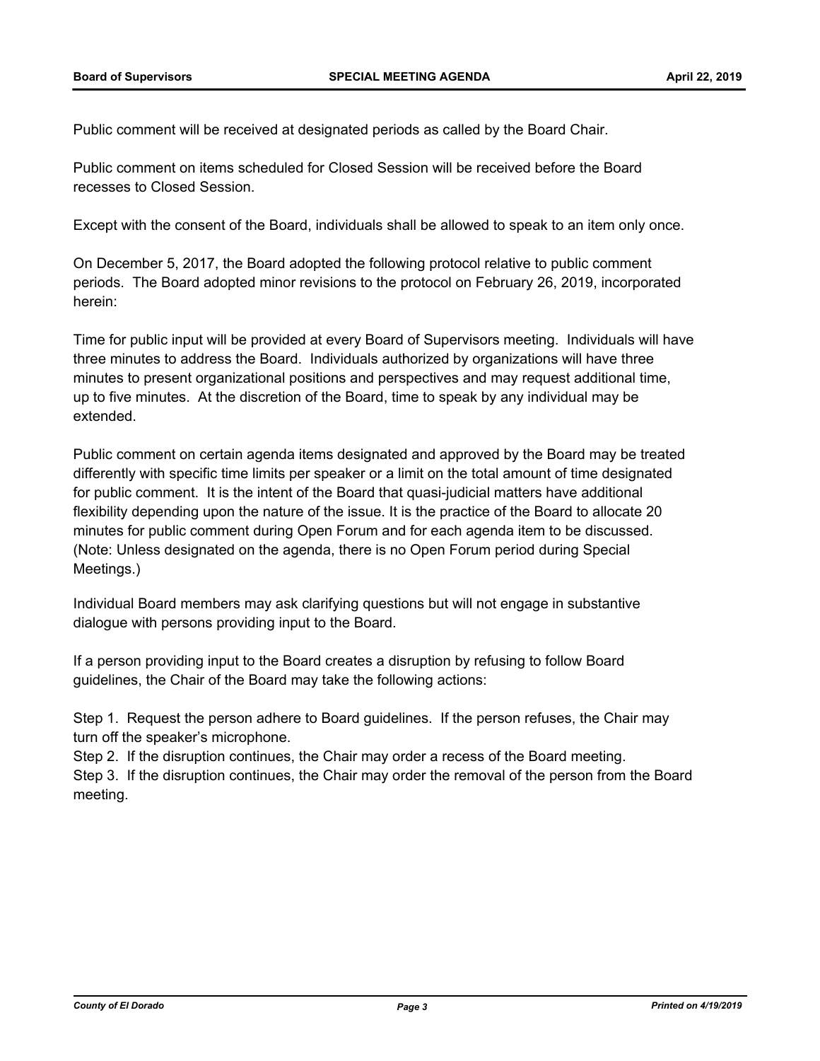Public comment will be received at designated periods as called by the Board Chair.

Public comment on items scheduled for Closed Session will be received before the Board recesses to Closed Session.

Except with the consent of the Board, individuals shall be allowed to speak to an item only once.

On December 5, 2017, the Board adopted the following protocol relative to public comment periods. The Board adopted minor revisions to the protocol on February 26, 2019, incorporated herein:

Time for public input will be provided at every Board of Supervisors meeting. Individuals will have three minutes to address the Board. Individuals authorized by organizations will have three minutes to present organizational positions and perspectives and may request additional time, up to five minutes. At the discretion of the Board, time to speak by any individual may be extended.

Public comment on certain agenda items designated and approved by the Board may be treated differently with specific time limits per speaker or a limit on the total amount of time designated for public comment. It is the intent of the Board that quasi-judicial matters have additional flexibility depending upon the nature of the issue. It is the practice of the Board to allocate 20 minutes for public comment during Open Forum and for each agenda item to be discussed. (Note: Unless designated on the agenda, there is no Open Forum period during Special Meetings.)

Individual Board members may ask clarifying questions but will not engage in substantive dialogue with persons providing input to the Board.

If a person providing input to the Board creates a disruption by refusing to follow Board guidelines, the Chair of the Board may take the following actions:

Step 1. Request the person adhere to Board guidelines. If the person refuses, the Chair may turn off the speaker's microphone.
Step 2. If the disruption continues, the Chair may order a recess of the Board meeting.
Step 3. If the disruption continues, the Chair may order the removal of the person from the Board meeting.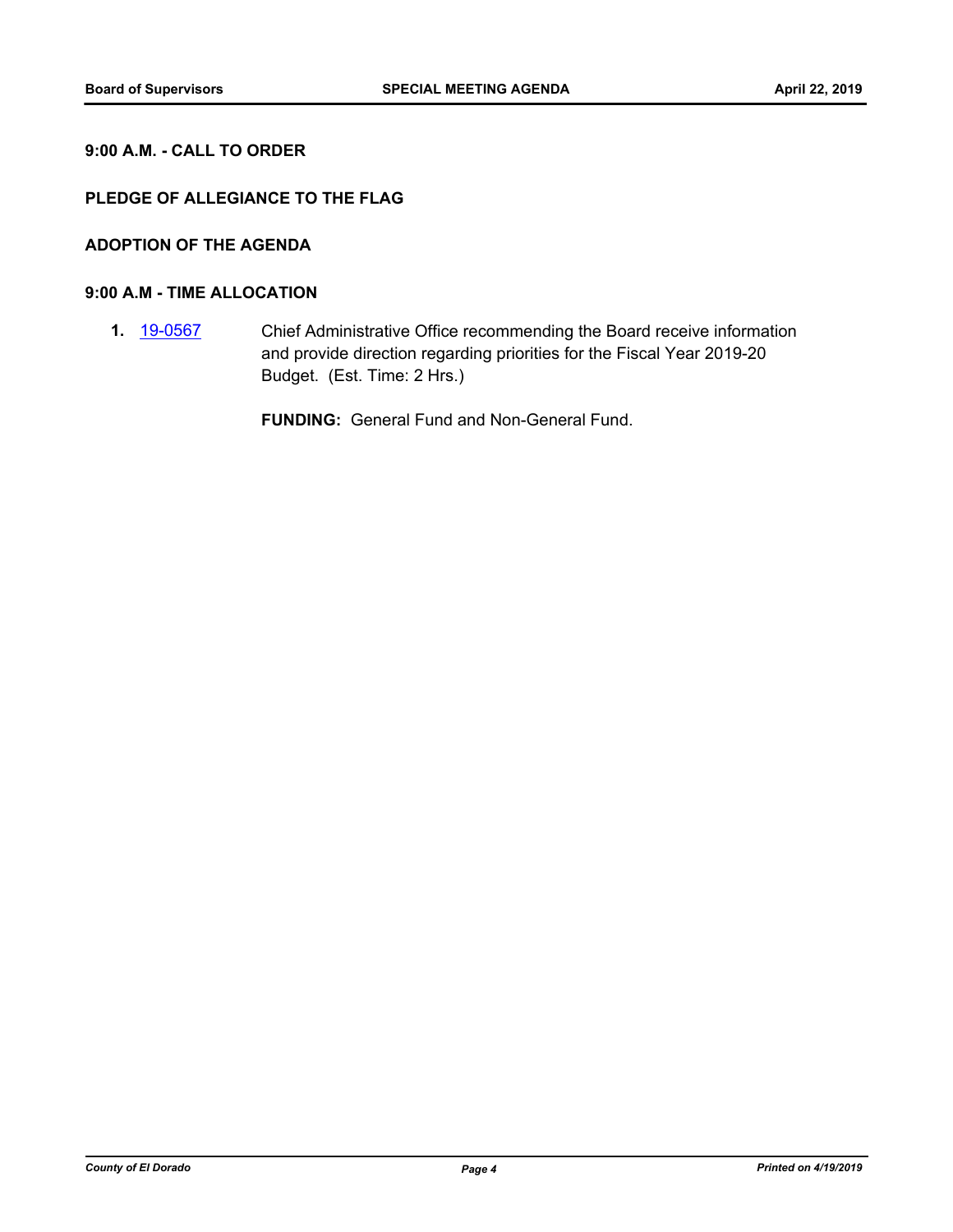**9:00 A.M. - CALL TO ORDER**

**PLEDGE OF ALLEGIANCE TO THE FLAG**

**ADOPTION OF THE AGENDA**

**9:00 A.M - TIME ALLOCATION**

**1.** 19-0567 Chief Administrative Office recommending the Board receive information and provide direction regarding priorities for the Fiscal Year 2019-20 Budget. (Est. Time: 2 Hrs.)

**FUNDING:** General Fund and Non-General Fund.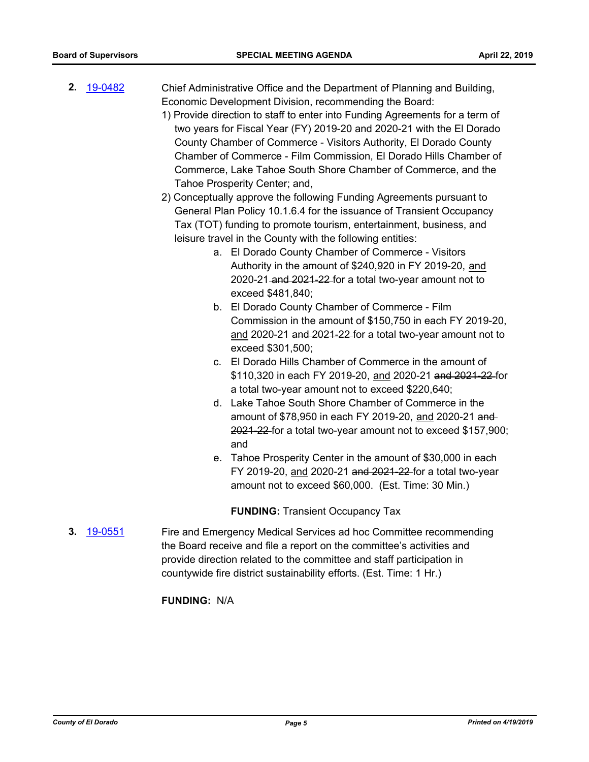**2.** [19-0482]

Chief Administrative Office and the Department of Planning and Building, Economic Development Division, recommending the Board:

1) Provide direction to staff to enter into Funding Agreements for a term of two years for Fiscal Year (FY) 2019-20 and 2020-21 with the El Dorado County Chamber of Commerce - Visitors Authority, El Dorado County Chamber of Commerce - Film Commission, El Dorado Hills Chamber of Commerce, Lake Tahoe South Shore Chamber of Commerce, and the Tahoe Prosperity Center; and,

2) Conceptually approve the following Funding Agreements pursuant to General Plan Policy 10.1.6.4 for the issuance of Transient Occupancy Tax (TOT) funding to promote tourism, entertainment, business, and leisure travel in the County with the following entities:

   a. El Dorado County Chamber of Commerce - Visitors Authority in the amount of $240,920 in FY 2019-20, <u>and</u> 2020-21 ~~and 2021-22~~ for a total two-year amount not to exceed $481,840;

   b. El Dorado County Chamber of Commerce - Film Commission in the amount of $150,750 in each FY 2019-20, <u>and</u> 2020-21 ~~and 2021-22~~ for a total two-year amount not to exceed $301,500;

   c. El Dorado Hills Chamber of Commerce in the amount of $110,320 in each FY 2019-20, <u>and</u> 2020-21 ~~and 2021-22~~ for a total two-year amount not to exceed $220,640;

   d. Lake Tahoe South Shore Chamber of Commerce in the amount of $78,950 in each FY 2019-20, <u>and</u> 2020-21 ~~and 2021-22~~ for a total two-year amount not to exceed $157,900; and

   e. Tahoe Prosperity Center in the amount of $30,000 in each FY 2019-20, <u>and</u> 2020-21 ~~and 2021-22~~ for a total two-year amount not to exceed $60,000. (Est. Time: 30 Min.)

**FUNDING:** Transient Occupancy Tax

**3.** [19-0551]

Fire and Emergency Medical Services ad hoc Committee recommending the Board receive and file a report on the committee's activities and provide direction related to the committee and staff participation in countywide fire district sustainability efforts. (Est. Time: 1 Hr.)

**FUNDING:** N/A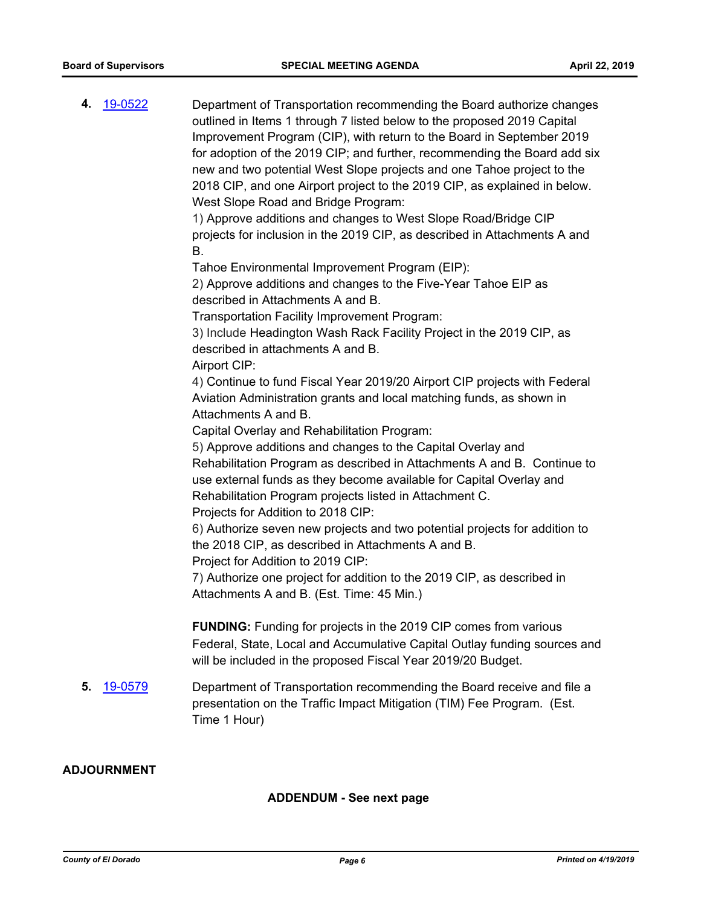**4.** [19-0522](19-0522)

Department of Transportation recommending the Board authorize changes outlined in Items 1 through 7 listed below to the proposed 2019 Capital Improvement Program (CIP), with return to the Board in September 2019 for adoption of the 2019 CIP; and further, recommending the Board add six new and two potential West Slope projects and one Tahoe project to the 2018 CIP, and one Airport project to the 2019 CIP, as explained in below.

West Slope Road and Bridge Program:

1) Approve additions and changes to West Slope Road/Bridge CIP projects for inclusion in the 2019 CIP, as described in Attachments A and B.

Tahoe Environmental Improvement Program (EIP):

2) Approve additions and changes to the Five-Year Tahoe EIP as described in Attachments A and B.

Transportation Facility Improvement Program:

3) Include Headington Wash Rack Facility Project in the 2019 CIP, as described in attachments A and B.

Airport CIP:

4) Continue to fund Fiscal Year 2019/20 Airport CIP projects with Federal Aviation Administration grants and local matching funds, as shown in Attachments A and B.

Capital Overlay and Rehabilitation Program:

5) Approve additions and changes to the Capital Overlay and Rehabilitation Program as described in Attachments A and B. Continue to use external funds as they become available for Capital Overlay and Rehabilitation Program projects listed in Attachment C.

Projects for Addition to 2018 CIP:

6) Authorize seven new projects and two potential projects for addition to the 2018 CIP, as described in Attachments A and B.

Project for Addition to 2019 CIP:

7) Authorize one project for addition to the 2019 CIP, as described in Attachments A and B. (Est. Time: 45 Min.)

**FUNDING:** Funding for projects in the 2019 CIP comes from various Federal, State, Local and Accumulative Capital Outlay funding sources and will be included in the proposed Fiscal Year 2019/20 Budget.

**5.** [19-0579](19-0579)

Department of Transportation recommending the Board receive and file a presentation on the Traffic Impact Mitigation (TIM) Fee Program. (Est. Time 1 Hour)

**ADJOURNMENT**

**ADDENDUM - See next page**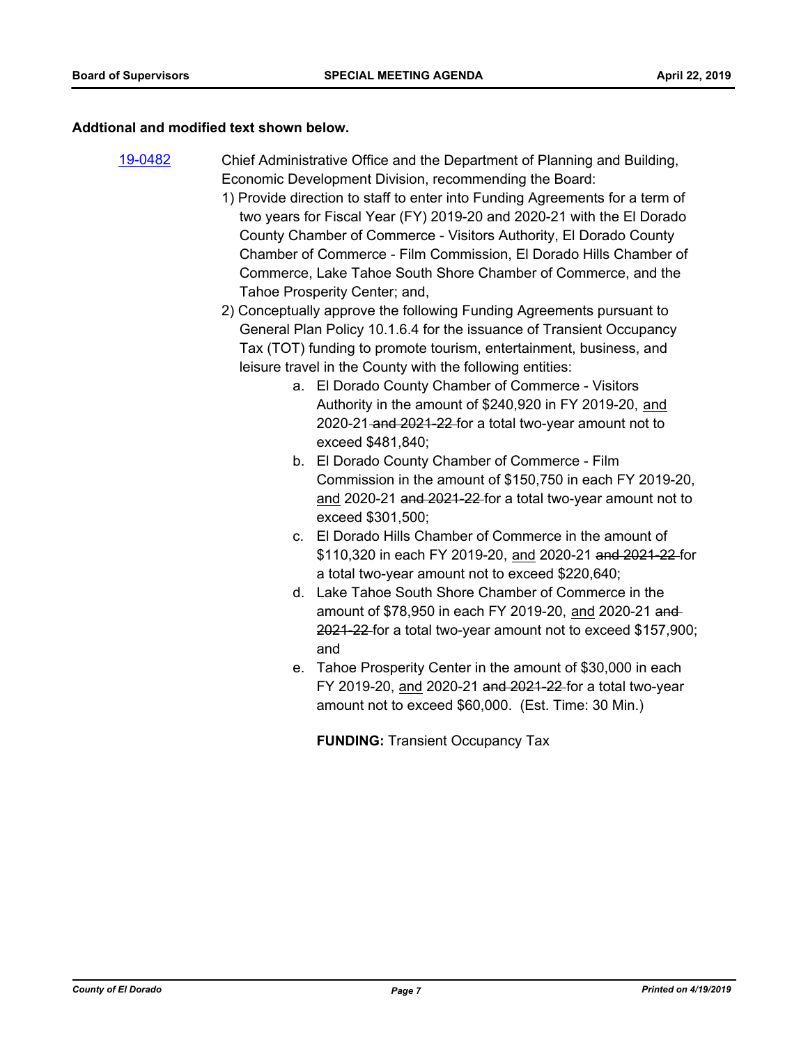**Addtional and modified text shown below.**

19-0482 Chief Administrative Office and the Department of Planning and Building, Economic Development Division, recommending the Board:

1) Provide direction to staff to enter into Funding Agreements for a term of two years for Fiscal Year (FY) 2019-20 and 2020-21 with the El Dorado County Chamber of Commerce - Visitors Authority, El Dorado County Chamber of Commerce - Film Commission, El Dorado Hills Chamber of Commerce, Lake Tahoe South Shore Chamber of Commerce, and the Tahoe Prosperity Center; and,

2) Conceptually approve the following Funding Agreements pursuant to General Plan Policy 10.1.6.4 for the issuance of Transient Occupancy Tax (TOT) funding to promote tourism, entertainment, business, and leisure travel in the County with the following entities:

   a. El Dorado County Chamber of Commerce - Visitors Authority in the amount of $240,920 in FY 2019-20, <u>and</u> 2020-21 ~~and 2021-22~~ for a total two-year amount not to exceed $481,840;

   b. El Dorado County Chamber of Commerce - Film Commission in the amount of $150,750 in each FY 2019-20, <u>and</u> 2020-21 ~~and 2021-22~~ for a total two-year amount not to exceed $301,500;

   c. El Dorado Hills Chamber of Commerce in the amount of $110,320 in each FY 2019-20, <u>and</u> 2020-21 ~~and 2021-22~~ for a total two-year amount not to exceed $220,640;

   d. Lake Tahoe South Shore Chamber of Commerce in the amount of $78,950 in each FY 2019-20, <u>and</u> 2020-21 ~~and 2021-22~~ for a total two-year amount not to exceed $157,900; and

   e. Tahoe Prosperity Center in the amount of $30,000 in each FY 2019-20, <u>and</u> 2020-21 ~~and 2021-22~~ for a total two-year amount not to exceed $60,000. (Est. Time: 30 Min.)

**FUNDING:** Transient Occupancy Tax